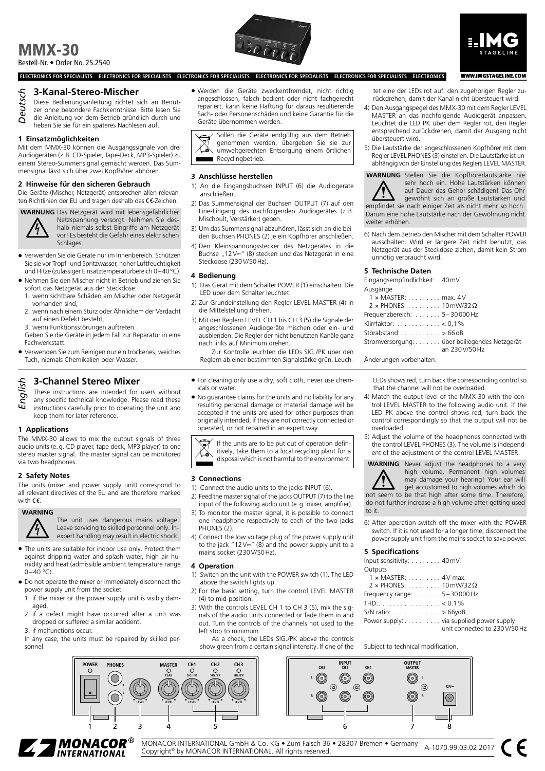# MMX-30

Bestell-Nr. • Order No. 25.2540

ELECTRONICS FOR SPECIALISTS ELECTRONICS FOR SPECIALISTS ELECTRONICS FOR SPECIALISTS ELECTRONICS FOR SPECIALISTS ELECTRONICS FOR SPECIALISTS ELECTRONICS

WWW.IMGSTAGELINE.COM

*Deutsch*

## 3-Kanal-Stereo-Mischer

Diese Bedienungsanleitung richtet sich an Benutzer ohne besondere Fachkenntnisse. Bitte lesen Sie die Anleitung vor dem Betrieb gründlich durch und heben Sie sie für ein späteres Nachlesen auf.

### 1 Einsatzmöglichkeiten

Mit dem MMX-30 können die Ausgangssignale von drei Audiogeräten (z. B. CD-Spieler, Tape-Deck, MP3-Spieler) zu einem Stereo-Summensignal gemischt werden. Das Summensignal lässt sich über zwei Kopfhörer abhören.

### 2 Hinweise für den sicheren Gebrauch

Die Geräte (Mischer, Netzgerät) entsprechen allen relevanten Richtlinien der EU und tragen deshalb das CE-Zeichen.

**WARNUNG** Das Netzgerät wird mit lebensgefährlicher Netzspannung versorgt. Nehmen Sie deshalb niemals selbst Eingriffe am Netzgerät vor! Es besteht die Gefahr eines elektrischen Schlages.

- Verwenden Sie die Geräte nur im Innenbereich. Schützen Sie sie vor Tropf- und Spritzwasser, hoher Luftfeuchtigkeit und Hitze (zulässiger Einsatztemperaturbereich 0–40 °C).
- Nehmen Sie den Mischer nicht in Betrieb und ziehen Sie sofort das Netzgerät aus der Steckdose:
  1. wenn sichtbare Schäden am Mischer oder Netzgerät vorhanden sind,
  2. wenn nach einem Sturz oder Ähnlichem der Verdacht auf einen Defekt besteht,
  3. wenn Funktionsstörungen auftreten.

  Geben Sie die Geräte in jedem Fall zur Reparatur in eine Fachwerkstatt.
- Verwenden Sie zum Reinigen nur ein trockenes, weiches Tuch, niemals Chemikalien oder Wasser.
- Werden die Geräte zweckentfremdet, nicht richtig angeschlossen, falsch bedient oder nicht fachgerecht repariert, kann keine Haftung für daraus resultierende Sach- oder Personenschäden und keine Garantie für die Geräte übernommen werden.

Sollen die Geräte endgültig aus dem Betrieb genommen werden, übergeben Sie sie zur umweltgerechten Entsorgung einem örtlichen Recyclingbetrieb.

### 3 Anschlüsse herstellen

1) An die Eingangsbuchsen INPUT (6) die Audiogeräte anschließen.
2) Das Summensignal der Buchsen OUTPUT (7) auf den Line-Eingang des nachfolgenden Audiogerätes (z. B. Mischpult, Verstärker) geben.
3) Um das Summensignal abzuhören, lässt sich an die beiden Buchsen PHONES (2) je ein Kopfhörer anschließen.
4) Den Kleinspannungsstecker des Netzgerätes in die Buchse „12 V⎓" (8) stecken und das Netzgerät in eine Steckdose (230 V/50 Hz).

### 4 Bedienung

1) Das Gerät mit dem Schalter POWER (1) einschalten. Die LED über dem Schalter leuchtet.
2) Zur Grundeinstellung den Regler LEVEL MASTER (4) in die Mittelstellung drehen.
3) Mit den Reglern LEVEL CH 1 bis CH 3 (5) die Signale der angeschlossenen Audiogeräte mischen oder ein- und ausblenden. Die Regler der nicht benutzten Kanäle ganz nach links auf Minimum drehen.

   Zur Kontrolle leuchten die LEDs SIG./PK über den Reglern ab einer bestimmten Signalstärke grün. Leuchtet eine der LEDs rot auf, den zugehörigen Regler zurückdrehen, damit der Kanal nicht übersteuert wird.
4) Den Ausgangspegel des MMX-30 mit dem Regler LEVEL MASTER an das nachfolgende Audiogerät anpassen. Leuchtet die LED PK über dem Regler rot, den Regler entsprechend zurückdrehen, damit der Ausgang nicht übersteuert wird.
5) Die Lautstärke der angeschlossenen Kopfhörer mit dem Regler LEVEL PHONES (3) einstellen. Die Lautstärke ist unabhängig von der Einstellung des Reglers LEVEL MASTER.

**WARNUNG** Stellen Sie die Kopfhörerlautstärke nie sehr hoch ein. Hohe Lautstärken können auf Dauer das Gehör schädigen! Das Ohr gewöhnt sich an große Lautstärken und empfindet sie nach einiger Zeit als nicht mehr so hoch. Darum eine hohe Lautstärke nach der Gewöhnung nicht weiter erhöhen.

6) Nach dem Betrieb den Mischer mit dem Schalter POWER ausschalten. Wird er längere Zeit nicht benutzt, das Netzgerät aus der Steckdose ziehen, damit kein Strom unnötig verbraucht wird.

### 5 Technische Daten

Eingangsempfindlichkeit: . 40 mV
Ausgänge
 1 × MASTER: . . . . . . . . . max. 4 V
 2 × PHONES: . . . . . . . . . 10 mW/32 Ω
Frequenzbereich: . . . . . . . 5–30 000 Hz
Klirrfaktor: . . . . . . . . . . . . < 0,1 %
Störabstand: . . . . . . . . . . . > 66 dB
Stromversorgung: . . . . . . . über beiliegendes Netzgerät an 230 V/50 Hz

Änderungen vorbehalten.

*English*

## 3-Channel Stereo Mixer

These instructions are intended for users without any specific technical knowledge. Please read these instructions carefully prior to operating the unit and keep them for later reference.

### 1 Applications

The MMX-30 allows to mix the output signals of three audio units (e. g. CD player, tape deck, MP3 player) to one stereo master signal. The master signal can be monitored via two headphones.

### 2 Safety Notes

The units (mixer and power supply unit) correspond to all relevant directives of the EU and are therefore marked with CE.

**WARNING**

The unit uses dangerous mains voltage. Leave servicing to skilled personnel only. Inexpert handling may result in electric shock.

- The units are suitable for indoor use only. Protect them against dripping water and splash water, high air humidity and heat (admissible ambient temperature range 0–40 °C).
- Do not operate the mixer or immediately disconnect the power supply unit from the socket
  1. if the mixer or the power supply unit is visibly damaged,
  2. if a defect might have occurred after a unit was dropped or suffered a similar accident,
  3. if malfunctions occur.

  In any case, the units must be repaired by skilled personnel.
- For cleaning only use a dry, soft cloth, never use chemicals or water.
- No guarantee claims for the units and no liability for any resulting personal damage or material damage will be accepted if the units are used for other purposes than originally intended, if they are not correctly connected or operated, or not repaired in an expert way.

If the units are to be put out of operation definitively, take them to a local recycling plant for a disposal which is not harmful to the environment.

### 3 Connections

1) Connect the audio units to the jacks INPUT (6).
2) Feed the master signal of the jacks OUTPUT (7) to the line input of the following audio unit (e. g. mixer, amplifier).
3) To monitor the master signal, it is possible to connect one headphone respectively to each of the two jacks PHONES (2).
4) Connect the low voltage plug of the power supply unit to the jack "12 V⎓" (8) and the power supply unit to a mains socket (230 V/50 Hz).

### 4 Operation

1) Switch on the unit with the POWER switch (1). The LED above the switch lights up.
2) For the basic setting, turn the control LEVEL MASTER (4) to mid-position.
3) With the controls LEVEL CH 1 to CH 3 (5), mix the signals of the audio units connected or fade them in and out. Turn the controls of the channels not used to the left stop to minimum.

   As a check, the LEDs SIG./PK above the controls show green from a certain signal intensity. If one of the LEDs shows red, turn back the corresponding control so that the channel will not be overloaded.
4) Match the output level of the MMX-30 with the control LEVEL MASTER to the following audio unit. If the LED PK above the control shows red, turn back the control correspondingly so that the output will not be overloaded.
5) Adjust the volume of the headphones connected with the control LEVEL PHONES (3). The volume is independent of the adjustment of the control LEVEL MASTER.

**WARNING** Never adjust the headphones to a very high volume. Permanent high volumes may damage your hearing! Your ear will get accustomed to high volumes which do not seem to be that high after some time. Therefore, do not further increase a high volume after getting used to it.

6) After operation switch off the mixer with the POWER switch. If it is not used for a longer time, disconnect the power supply unit from the mains socket to save power.

### 5 Specifications

Input sensitivity: . . . . . . . . 40 mV
Outputs
 1 × MASTER: . . . . . . . . . 4 V max.
 2 × PHONES: . . . . . . . . . 10 mW/32 Ω
Frequency range: . . . . . . . 5–30 000 Hz
THD: . . . . . . . . . . . . . . . . < 0.1 %
S/N ratio: . . . . . . . . . . . . . > 66 dB
Power supply: . . . . . . . . . . via supplied power supply unit connected to 230 V/50 Hz

Subject to technical modification.

POWER PHONES 1 2 LEVEL MASTER PEAK LEVEL CH1 SIG./PK LEVEL CH2 SIG./PK LEVEL CH3 SIG./PK LEVEL

INPUT CH3 CH2 CH1 L R OUTPUT MASTER L R 12V⎓

1 2 3 4 5 6 7 8

MONACOR INTERNATIONAL GmbH & Co. KG • Zum Falsch 36 • 28307 Bremen • Germany
Copyright© by MONACOR INTERNATIONAL. All rights reserved.

A-1070.99.03.02.2017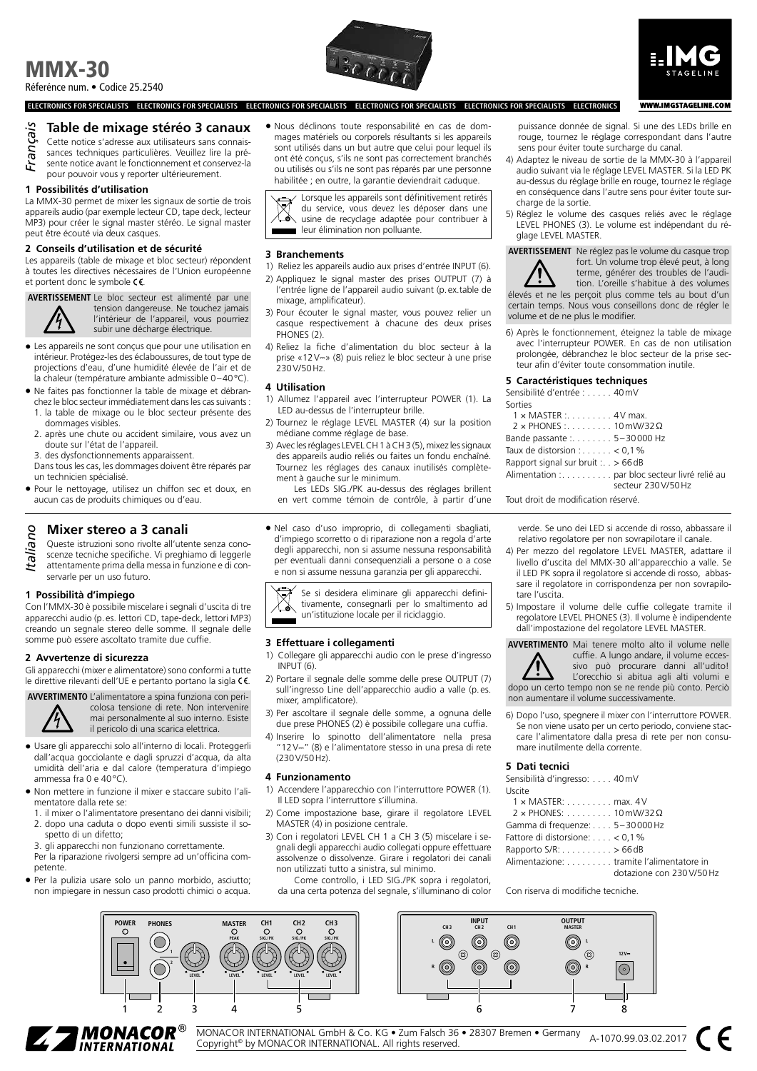# MMX-30

Référence num. • Codice 25.2540

## Table de mixage stéréo 3 canaux

*Français*

Cette notice s'adresse aux utilisateurs sans connaissances techniques particulières. Veuillez lire la présente notice avant le fonctionnement et conservez-la pour pouvoir vous y reporter ultérieurement.

### 1 Possibilités d'utilisation

La MMX-30 permet de mixer les signaux de sortie de trois appareils audio (par exemple lecteur CD, tape deck, lecteur MP3) pour créer le signal master stéréo. Le signal master peut être écouté via deux casques.

### 2 Conseils d'utilisation et de sécurité

Les appareils (table de mixage et bloc secteur) répondent à toutes les directives nécessaires de l'Union européenne et portent donc le symbole CE.

**AVERTISSEMENT** Le bloc secteur est alimenté par une tension dangereuse. Ne touchez jamais l'intérieur de l'appareil, vous pourriez subir une décharge électrique.

- Les appareils ne sont conçus que pour une utilisation en intérieur. Protégez-les des éclaboussures, de tout type de projections d'eau, d'une humidité élevée de l'air et de la chaleur (température ambiante admissible 0 – 40 °C).
- Ne faites pas fonctionner la table de mixage et débranchez le bloc secteur immédiatement dans les cas suivants :
  1. la table de mixage ou le bloc secteur présente des dommages visibles.
  2. après une chute ou accident similaire, vous avez un doute sur l'état de l'appareil.
  3. des dysfonctionnements apparaissent.

  Dans tous les cas, les dommages doivent être réparés par un technicien spécialisé.
- Pour le nettoyage, utilisez un chiffon sec et doux, en aucun cas de produits chimiques ou d'eau.
- Nous déclinons toute responsabilité en cas de dommages matériels ou corporels résultants si les appareils sont utilisés dans un but autre que celui pour lequel ils ont été conçus, s'ils ne sont pas correctement branchés ou utilisés ou s'ils ne sont pas réparés par une personne habilitée ; en outre, la garantie deviendrait caduque.

Lorsque les appareils sont définitivement retirés du service, vous devez les déposer dans une usine de recyclage adaptée pour contribuer à leur élimination non polluante.

### 3 Branchements

1) Reliez les appareils audio aux prises d'entrée INPUT (6).
2) Appliquez le signal master des prises OUTPUT (7) à l'entrée ligne de l'appareil audio suivant (p. ex. table de mixage, amplificateur).
3) Pour écouter le signal master, vous pouvez relier un casque respectivement à chacune des deux prises PHONES (2).
4) Reliez la fiche d'alimentation du bloc secteur à la prise «12 V⎓» (8) puis reliez le bloc secteur à une prise 230 V/50 Hz.

### 4 Utilisation

1) Allumez l'appareil avec l'interrupteur POWER (1). La LED au-dessus de l'interrupteur brille.
2) Tournez le réglage LEVEL MASTER (4) sur la position médiane comme réglage de base.
3) Avec les réglages LEVEL CH 1 à CH 3 (5), mixez les signaux des appareils audio reliés ou faites un fondu enchaîné. Tournez les réglages des canaux inutilisés complètement à gauche sur le minimum.

   Les LEDs SIG./PK au-dessus des réglages brillent en vert comme témoin de contrôle, à partir d'une puissance donnée de signal. Si une des LEDs brille en rouge, tournez le réglage correspondant dans l'autre sens pour éviter toute surcharge du canal.
4) Adaptez le niveau de sortie de la MMX-30 à l'appareil audio suivant via le réglage LEVEL MASTER. Si la LED PK au-dessus du réglage brille en rouge, tournez le réglage en conséquence dans l'autre sens pour éviter toute surcharge de la sortie.
5) Réglez le volume des casques reliés avec le réglage LEVEL PHONES (3). Le volume est indépendant du réglage LEVEL MASTER.

**AVERTISSEMENT** Ne réglez pas le volume du casque trop fort. Un volume trop élevé peut, à long terme, générer des troubles de l'audition. L'oreille s'habitue à des volumes élevés et ne les perçoit plus comme tels au bout d'un certain temps. Nous vous conseillons donc de régler le volume et de ne plus le modifier.

6) Après le fonctionnement, éteignez la table de mixage avec l'interrupteur POWER. En cas de non utilisation prolongée, débranchez le bloc secteur de la prise secteur afin d'éviter toute consommation inutile.

### 5 Caractéristiques techniques

Sensibilité d'entrée : . . . . . 40 mV
Sorties
  1 × MASTER : . . . . . . . . . 4 V max.
  2 × PHONES : . . . . . . . . . 10 mW/32 Ω
Bande passante : . . . . . . . . 5 – 30 000 Hz
Taux de distorsion : . . . . . . < 0,1 %
Rapport signal sur bruit : . . > 66 dB
Alimentation : . . . . . . . . . . par bloc secteur livré relié au secteur 230 V/50 Hz

Tout droit de modification réservé.

## Mixer stereo a 3 canali

*Italiano*

Queste istruzioni sono rivolte all'utente senza conoscenze tecniche specifiche. Vi preghiamo di leggerle attentamente prima della messa in funzione e di conservarle per un uso futuro.

### 1 Possibilità d'impiego

Con l'MMX-30 è possibile miscelare i segnali d'uscita di tre apparecchi audio (p. es. lettori CD, tape-deck, lettori MP3) creando un segnale stereo delle somme. Il segnale delle somme può essere ascoltato tramite due cuffie.

### 2 Avvertenze di sicurezza

Gli apparecchi (mixer e alimentatore) sono conformi a tutte le direttive rilevanti dell'UE e pertanto portano la sigla CE.

**AVVERTIMENTO** L'alimentatore a spina funziona con pericolosa tensione di rete. Non intervenire mai personalmente al suo interno. Esiste il pericolo di una scarica elettrica.

- Usare gli apparecchi solo all'interno di locali. Proteggerli dall'acqua gocciolante e dagli spruzzi d'acqua, da alta umidità dell'aria e dal calore (temperatura d'impiego ammessa fra 0 e 40 °C).
- Non mettere in funzione il mixer e staccare subito l'alimentatore dalla rete se:
  1. il mixer o l'alimentatore presentano dei danni visibili;
  2. dopo una caduta o dopo eventi simili sussiste il sospetto di un difetto;
  3. gli apparecchi non funzionano correttamente.

  Per la riparazione rivolgersi sempre ad un'officina competente.
- Per la pulizia usare solo un panno morbido, asciutto; non impiegare in nessun caso prodotti chimici o acqua.
- Nel caso d'uso improprio, di collegamenti sbagliati, d'impiego scorretto o di riparazione non a regola d'arte degli apparecchi, non si assume nessuna responsabilità per eventuali danni consequenziali a persone o a cose e non si assume nessuna garanzia per gli apparecchi.

Se si desidera eliminare gli apparecchi definitivamente, consegnarli per lo smaltimento ad un'istituzione locale per il riciclaggio.

### 3 Effettuare i collegamenti

1) Collegare gli apparecchi audio con le prese d'ingresso INPUT (6).
2) Portare il segnale delle somme delle prese OUTPUT (7) sull'ingresso Line dell'apparecchio audio a valle (p. es. mixer, amplificatore).
3) Per ascoltare il segnale delle somme, a ognuna delle due prese PHONES (2) è possibile collegare una cuffia.
4) Inserire lo spinotto dell'alimentatore nella presa "12 V⎓" (8) e l'alimentatore stesso in una presa di rete (230 V/50 Hz).

### 4 Funzionamento

1) Accendere l'apparecchio con l'interruttore POWER (1). Il LED sopra l'interruttore s'illumina.
2) Come impostazione base, girare il regolatore LEVEL MASTER (4) in posizione centrale.
3) Con i regolatori LEVEL CH 1 a CH 3 (5) miscelare i segnali degli apparecchi audio collegati oppure effettuare assolvenze o dissolvenze. Girare i regolatori dei canali non utilizzati tutto a sinistra, sul minimo.

   Come controllo, i LED SIG./PK sopra i regolatori, da una certa potenza del segnale, s'illuminano di color verde. Se uno dei LED si accende di rosso, abbassare il relativo regolatore per non sovrapilotare il canale.
4) Per mezzo del regolatore LEVEL MASTER, adattare il livello d'uscita del MMX-30 all'apparecchio a valle. Se il LED PK sopra il regolatore si accende di rosso, abbassare il regolatore in corrispondenza per non sovrapilotare l'uscita.
5) Impostare il volume delle cuffie collegate tramite il regolatore LEVEL PHONES (3). Il volume è indipendente dall'impostazione del regolatore LEVEL MASTER.

**AVVERTIMENTO** Mai tenere molto alto il volume nelle cuffie. A lungo andare, il volume eccessivo può procurare danni all'udito! L'orecchio si abitua agli alti volumi e dopo un certo tempo non se ne rende più conto. Perciò non aumentare il volume successivamente.

6) Dopo l'uso, spegnere il mixer con l'interruttore POWER. Se non viene usato per un certo periodo, conviene staccare l'alimentatore dalla presa di rete per non consumare inutilmente della corrente.

### 5 Dati tecnici

Sensibilità d'ingresso: . . . . 40 mV
Uscite
  1 × MASTER: . . . . . . . . . max. 4 V
  2 × PHONES: . . . . . . . . . 10 mW/32 Ω
Gamma di frequenze: . . . . 5 – 30 000 Hz
Fattore di distorsione: . . . . < 0,1 %
Rapporto S/R: . . . . . . . . . . > 66 dB
Alimentazione: . . . . . . . . . tramite l'alimentatore in dotazione con 230 V/50 Hz

Con riserva di modifiche tecniche.

MONACOR INTERNATIONAL GmbH & Co. KG • Zum Falsch 36 • 28307 Bremen • Germany
Copyright© by MONACOR INTERNATIONAL. All rights reserved.

A-1070.99.03.02.2017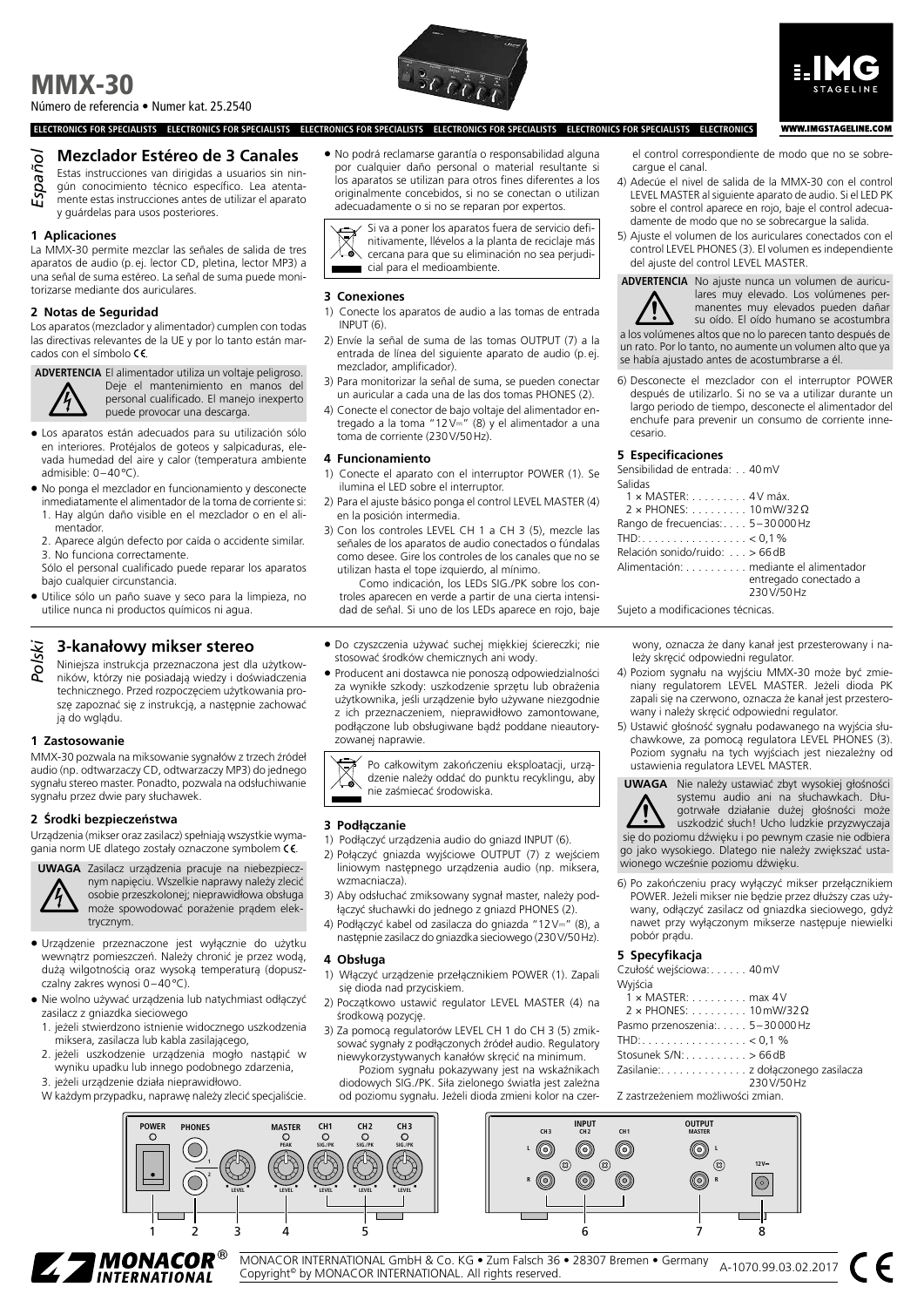# MMX-30

Número de referencia • Numer kat. 25.2540

## Español

## Mezclador Estéreo de 3 Canales

Estas instrucciones van dirigidas a usuarios sin ningún conocimiento técnico específico. Lea atentamente estas instrucciones antes de utilizar el aparato y guárdelas para usos posteriores.

### 1 Aplicaciones

La MMX-30 permite mezclar las señales de salida de tres aparatos de audio (p. ej. lector CD, pletina, lector MP3) a una señal de suma estéreo. La señal de suma puede monitorizarse mediante dos auriculares.

### 2 Notas de Seguridad

Los aparatos (mezclador y alimentador) cumplen con todas las directivas relevantes de la UE y por lo tanto están marcados con el símbolo CE.

**ADVERTENCIA** El alimentador utiliza un voltaje peligroso. Deje el mantenimiento en manos del personal cualificado. El manejo inexperto puede provocar una descarga.

- Los aparatos están adecuados para su utilización sólo en interiores. Protéjalos de goteos y salpicaduras, elevada humedad del aire y calor (temperatura ambiente admisible: 0–40°C).
- No ponga el mezclador en funcionamiento y desconecte inmediatamente el alimentador de la toma de corriente si:
  1. Hay algún daño visible en el mezclador o en el alimentador.
  2. Aparece algún defecto por caída o accidente similar.
  3. No funciona correctamente.

  Sólo el personal cualificado puede reparar los aparatos bajo cualquier circunstancia.
- Utilice sólo un paño suave y seco para la limpieza, no utilice nunca ni productos químicos ni agua.
- No podrá reclamarse garantía o responsabilidad alguna por cualquier daño personal o material resultante si los aparatos se utilizan para otros fines diferentes a los originalmente concebidos, si no se conectan o utilizan adecuadamente o si no se reparan por expertos.

Si va a poner los aparatos fuera de servicio definitivamente, llévelos a la planta de reciclaje más cercana para que su eliminación no sea perjudicial para el medioambiente.

### 3 Conexiones

1) Conecte los aparatos de audio a las tomas de entrada INPUT (6).
2) Envíe la señal de suma de las tomas OUTPUT (7) a la entrada de línea del siguiente aparato de audio (p. ej. mezclador, amplificador).
3) Para monitorizar la señal de suma, se pueden conectar un auricular a cada una de las dos tomas PHONES (2).
4) Conecte el conector de bajo voltaje del alimentador entregado a la toma "12V⎓" (8) y el alimentador a una toma de corriente (230V/50Hz).

### 4 Funcionamiento

1) Conecte el aparato con el interruptor POWER (1). Se ilumina el LED sobre el interruptor.
2) Para el ajuste básico ponga el control LEVEL MASTER (4) en la posición intermedia.
3) Con los controles LEVEL CH 1 a CH 3 (5), mezcle las señales de los aparatos de audio conectados o fúndalas como desee. Gire los controles de los canales que no se utilizan hasta el tope izquierdo, al mínimo.

   Como indicación, los LEDs SIG./PK sobre los controles aparecen en verde a partir de una cierta intensidad de señal. Si uno de los LEDs aparece en rojo, baje el control correspondiente de modo que no se sobrecargue el canal.
4) Adecúe el nivel de salida de la MMX-30 con el control LEVEL MASTER al siguiente aparato de audio. Si el LED PK sobre el control aparece en rojo, baje el control adecuadamente de modo que no se sobrecargue la salida.
5) Ajuste el volumen de los auriculares conectados con el control LEVEL PHONES (3). El volumen es independiente del ajuste del control LEVEL MASTER.

**ADVERTENCIA** No ajuste nunca un volumen de auriculares muy elevado. Los volúmenes permanentes muy elevados pueden dañar su oído. El oído humano se acostumbra a los volúmenes altos que no lo parecen tanto después de un rato. Por lo tanto, no aumente un volumen alto que ya se había ajustado antes de acostumbrarse a él.

6) Desconecte el mezclador con el interruptor POWER después de utilizarlo. Si no se va a utilizar durante un largo periodo de tiempo, desconecte el alimentador del enchufe para prevenir un consumo de corriente innecesario.

### 5 Especificaciones

Sensibilidad de entrada: . . 40mV
Salidas
 1 × MASTER: . . . . . . . . . 4V máx.
 2 × PHONES: . . . . . . . . . 10mW/32Ω
Rango de frecuencias: . . . . 5–30000Hz
THD: . . . . . . . . . . . . . . . . . < 0,1 %
Relación sonido/ruido: . . . > 66dB
Alimentación: . . . . . . . . . . mediante el alimentador entregado conectado a 230V/50Hz

Sujeto a modificaciones técnicas.

## Polski

## 3-kanałowy mikser stereo

Niniejsza instrukcja przeznaczona jest dla użytkowników, którzy nie posiadają wiedzy i doświadczenia technicznego. Przed rozpoczęciem użytkowania proszę zapoznać się z instrukcją, a następnie zachować ją do wglądu.

### 1 Zastosowanie

MMX-30 pozwala na miksowanie sygnałów z trzech źródeł audio (np. odtwarzaczy CD, odtwarzaczy MP3) do jednego sygnału stereo master. Ponadto, pozwala na odsłuchiwanie sygnału przez dwie pary słuchawek.

### 2 Środki bezpieczeństwa

Urządzenia (mikser oraz zasilacz) spełniają wszystkie wymagania norm UE dlatego zostały oznaczone symbolem CE.

**UWAGA** Zasilacz urządzenia pracuje na niebezpiecznym napięciu. Wszelkie naprawy należy zlecić osobie przeszkolonej; nieprawidłowa obsługa może spowodować porażenie prądem elektrycznym.

- Urządzenie przeznaczone jest wyłącznie do użytku wewnątrz pomieszczeń. Należy chronić je przez wodą, dużą wilgotnością oraz wysoką temperaturą (dopuszczalny zakres wynosi 0–40°C).
- Nie wolno używać urządzenia lub natychmiast odłączyć zasilacz z gniazdka sieciowego
  1. jeżeli stwierdzono istnienie widocznego uszkodzenia miksera, zasilacza lub kabla zasilającego,
  2. jeżeli uszkodzenie urządzenia mogło nastąpić w wyniku upadku lub innego podobnego zdarzenia,
  3. jeżeli urządzenie działa nieprawidłowo.

  W każdym przypadku, naprawę należy zlecić specjaliście.
- Do czyszczenia używać suchej miękkiej ściereczki; nie stosować środków chemicznych ani wody.
- Producent ani dostawca nie ponoszą odpowiedzialności za wynikłe szkody: uszkodzenie sprzętu lub obrażenia użytkownika, jeśli urządzenie było używane niezgodnie z ich przeznaczeniem, nieprawidłowo zamontowane, podłączone lub obsługiwane bądź poddane nieautoryzowanej naprawie.

Po całkowitym zakończeniu eksploatacji, urządzenie należy oddać do punktu recyklingu, aby nie zaśmiecać środowiska.

### 3 Podłączanie

1) Podłączyć urządzenia audio do gniazd INPUT (6).
2) Połączyć gniazda wyjściowe OUTPUT (7) z wejściem liniowym następnego urządzenia audio (np. miksera, wzmacniacza).
3) Aby odsłuchać zmiksowany sygnał master, należy podłączyć słuchawki do jednego z gniazd PHONES (2).
4) Podłączyć kabel od zasilacza do gniazda "12V⎓" (8), a następnie zasilacz do gniazdka sieciowego (230V/50Hz).

### 4 Obsługa

1) Włączyć urządzenie przełącznikiem POWER (1). Zapali się dioda nad przyciskiem.
2) Początkowo ustawić regulator LEVEL MASTER (4) na środkową pozycję.
3) Za pomocą regulatorów LEVEL CH 1 do CH 3 (5) zmiksować sygnały z podłączonych źródeł audio. Regulatory niewykorzystywanych kanałów skręcić na minimum.

   Poziom sygnału pokazywany jest na wskaźnikach diodowych SIG./PK. Siła zielonego światła jest zależna od poziomu sygnału. Jeżeli dioda zmieni kolor na czerwony, oznacza że dany kanał jest przesterowany i należy skręcić odpowiedni regulator.
4) Poziom sygnału na wyjściu MMX-30 może być zmieniany regulatorem LEVEL MASTER. Jeżeli dioda PK zapali się na czerwono, oznacza że kanał jest przesterowany i należy skręcić odpowiedni regulator.
5) Ustawić głośność sygnału podawanego na wyjścia słuchawkowe, za pomocą regulatora LEVEL PHONES (3). Poziom sygnału na tych wyjściach jest niezależny od ustawienia regulatora LEVEL MASTER.

**UWAGA** Nie należy ustawiać zbyt wysokiej głośności systemu audio ani na słuchawkach. Długotrwałe działanie dużej głośności może uszkodzić słuch! Ucho ludzkie przyzwyczaja się do poziomu dźwięku i po pewnym czasie nie odbiera go jako wysokiego. Dlatego nie należy zwiększać ustawionego wcześnie poziomu dźwięku.

6) Po zakończeniu pracy wyłączyć mikser przełącznikiem POWER. Jeżeli mikser nie będzie przez dłuższy czas używany, odłączyć zasilacz od gniazdka sieciowego, gdyż nawet przy wyłączonym mikserze następuje niewielki pobór prądu.

### 5 Specyfikacja

Czułość wejściowa: . . . . . . 40mV
Wyjścia
 1 × MASTER: . . . . . . . . . max 4V
 2 × PHONES: . . . . . . . . . 10mW/32Ω
Pasmo przenoszenia: . . . . . 5–30000Hz
THD: . . . . . . . . . . . . . . . . . < 0,1 %
Stosunek S/N: . . . . . . . . . . > 66dB
Zasilanie: . . . . . . . . . . . . . . z dołączonego zasilacza 230V/50Hz

Z zastrzeżeniem możliwości zmian.

POWER PHONES 1 2 LEVEL MASTER PEAK LEVEL CH1 SIG./PK LEVEL CH2 SIG./PK LEVEL CH3 SIG./PK LEVEL
1 2 3 4 5

INPUT CH3 CH2 CH1 L R OUTPUT MASTER L R 12V⎓
6 7 8

MONACOR INTERNATIONAL GmbH & Co. KG • Zum Falsch 36 • 28307 Bremen • Germany
Copyright© by MONACOR INTERNATIONAL. All rights reserved.

A-1070.99.03.02.2017